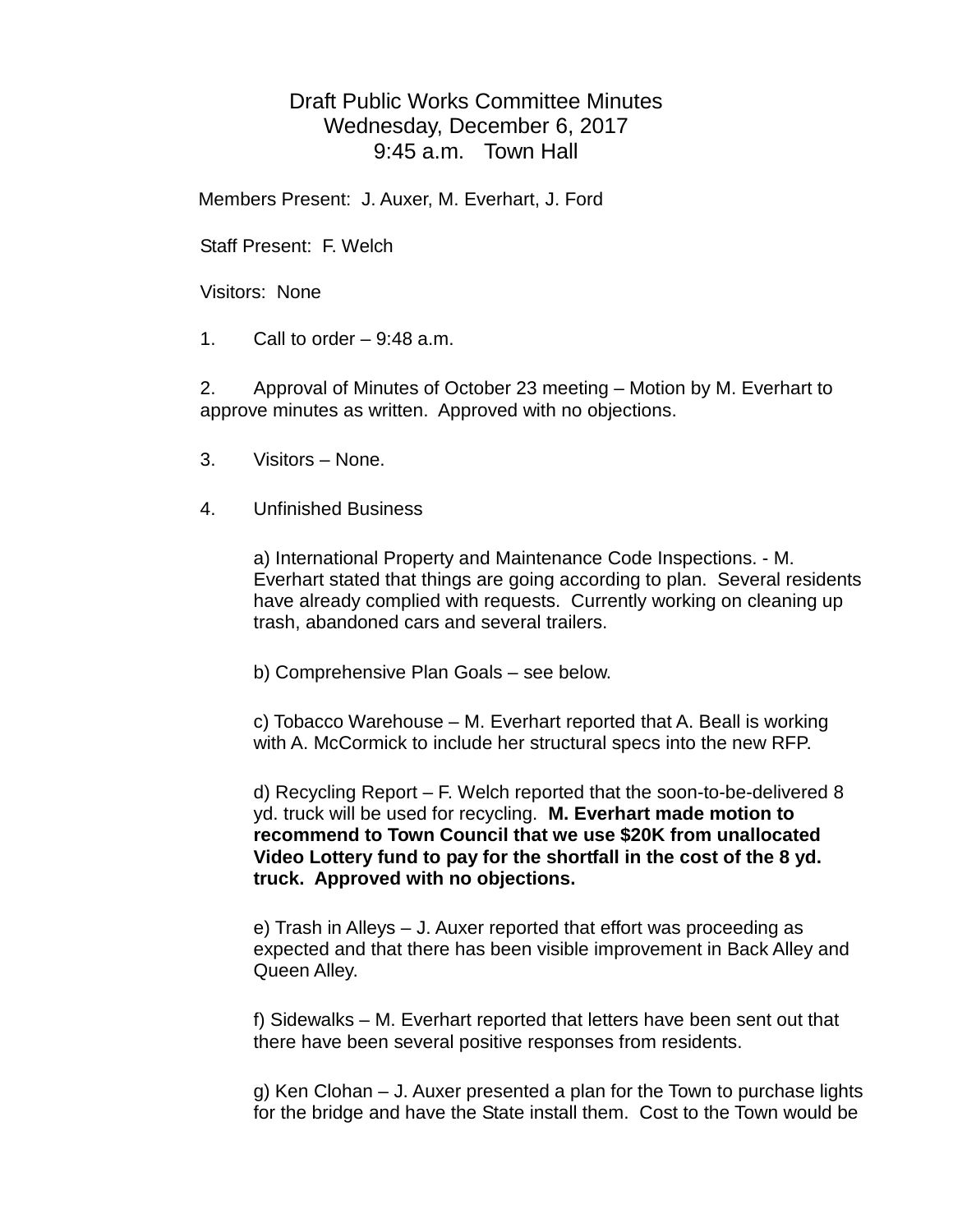# Draft Public Works Committee Minutes
## Wednesday, December 6, 2017
## 9:45 a.m. Town Hall

Members Present: J. Auxer, M. Everhart, J. Ford

Staff Present: F. Welch

Visitors: None

1. Call to order – 9:48 a.m.

2. Approval of Minutes of October 23 meeting – Motion by M. Everhart to approve minutes as written. Approved with no objections.

3. Visitors – None.

4. Unfinished Business

   a) International Property and Maintenance Code Inspections. - M. Everhart stated that things are going according to plan. Several residents have already complied with requests. Currently working on cleaning up trash, abandoned cars and several trailers.

   b) Comprehensive Plan Goals – see below.

   c) Tobacco Warehouse – M. Everhart reported that A. Beall is working with A. McCormick to include her structural specs into the new RFP.

   d) Recycling Report – F. Welch reported that the soon-to-be-delivered 8 yd. truck will be used for recycling. **M. Everhart made motion to recommend to Town Council that we use $20K from unallocated Video Lottery fund to pay for the shortfall in the cost of the 8 yd. truck. Approved with no objections.**

   e) Trash in Alleys – J. Auxer reported that effort was proceeding as expected and that there has been visible improvement in Back Alley and Queen Alley.

   f) Sidewalks – M. Everhart reported that letters have been sent out that there have been several positive responses from residents.

   g) Ken Clohan – J. Auxer presented a plan for the Town to purchase lights for the bridge and have the State install them. Cost to the Town would be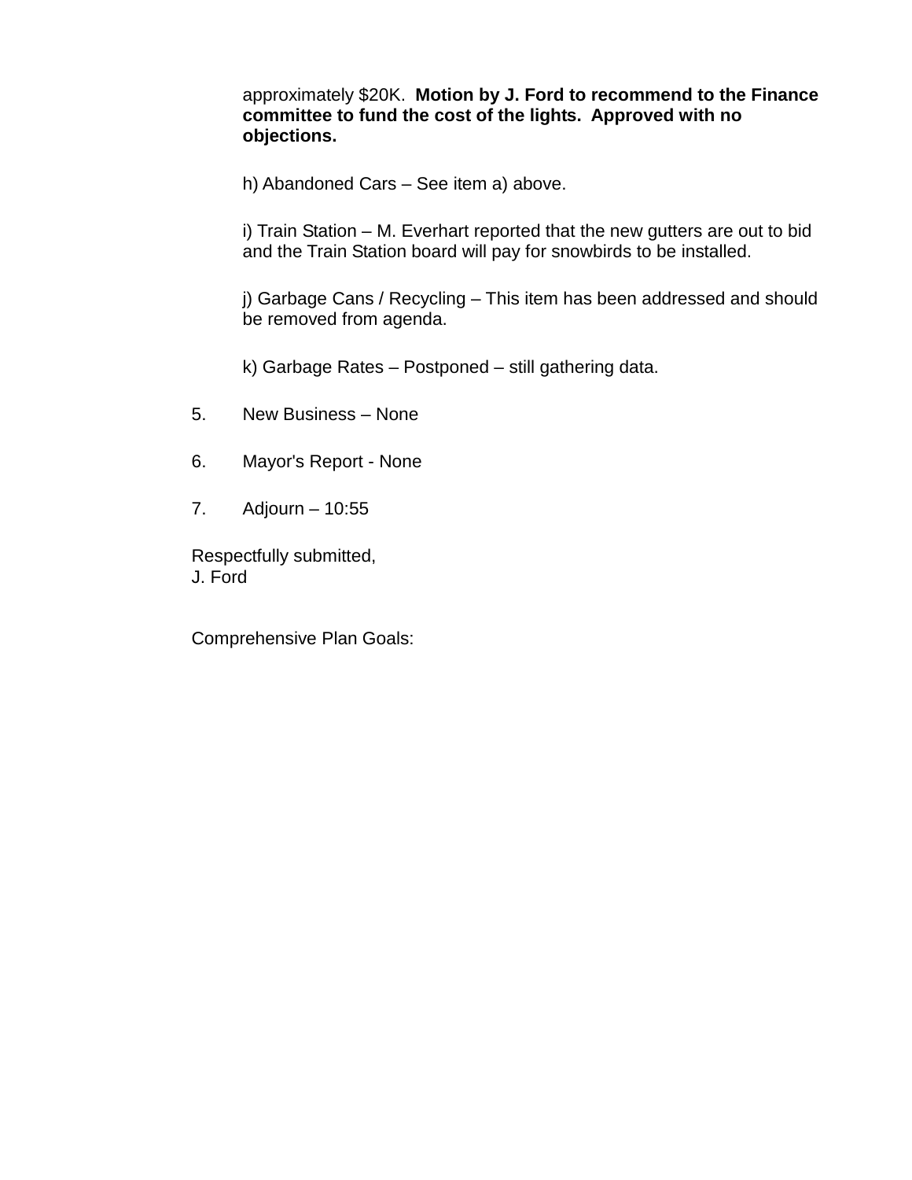approximately $20K. **Motion by J. Ford to recommend to the Finance committee to fund the cost of the lights. Approved with no objections.**

h) Abandoned Cars – See item a) above.

i) Train Station – M. Everhart reported that the new gutters are out to bid and the Train Station board will pay for snowbirds to be installed.

j) Garbage Cans / Recycling – This item has been addressed and should be removed from agenda.

k) Garbage Rates – Postponed – still gathering data.

5. New Business – None

6. Mayor's Report - None

7. Adjourn – 10:55

Respectfully submitted,
J. Ford

Comprehensive Plan Goals: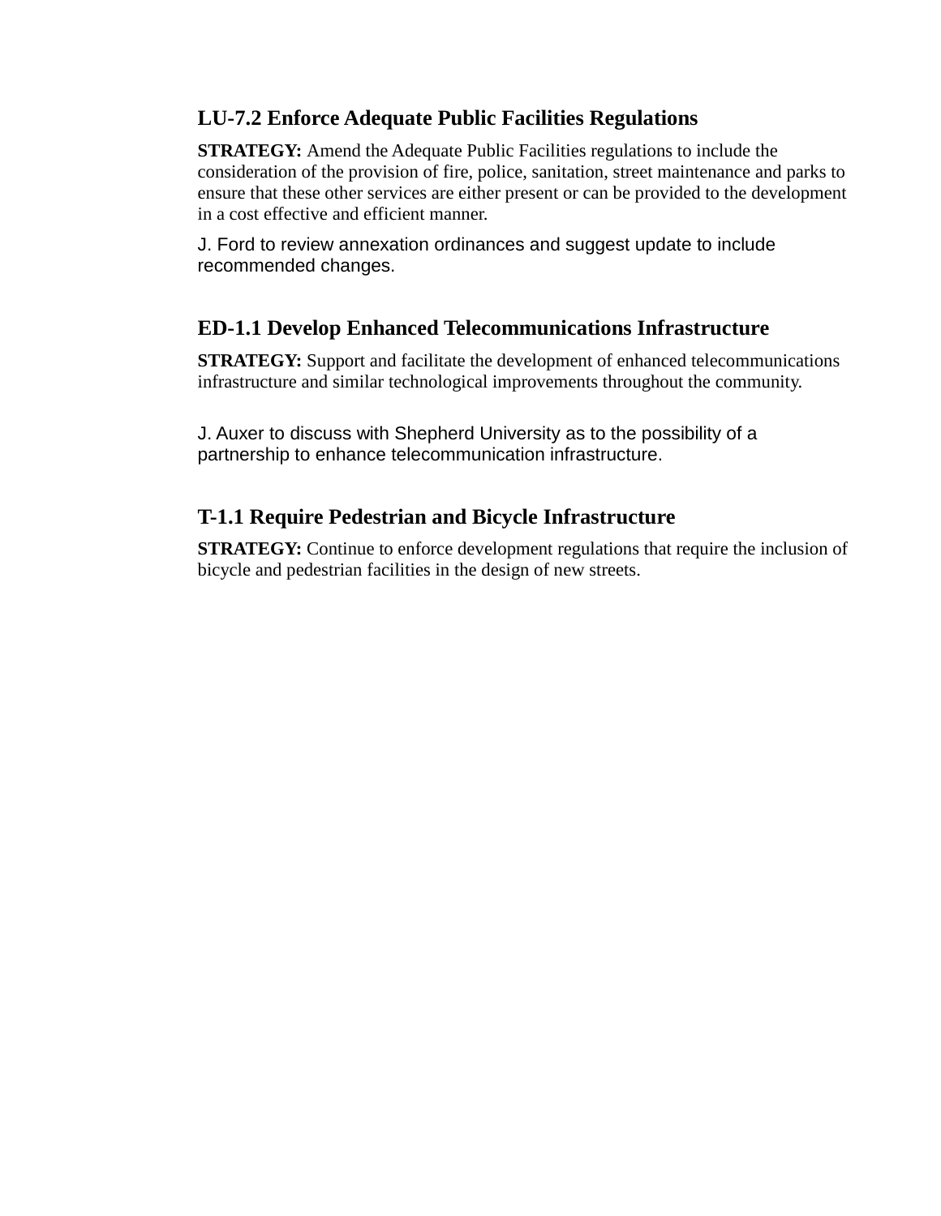### LU-7.2 Enforce Adequate Public Facilities Regulations

**STRATEGY:** Amend the Adequate Public Facilities regulations to include the consideration of the provision of fire, police, sanitation, street maintenance and parks to ensure that these other services are either present or can be provided to the development in a cost effective and efficient manner.

J. Ford to review annexation ordinances and suggest update to include recommended changes.

### ED-1.1 Develop Enhanced Telecommunications Infrastructure

**STRATEGY:** Support and facilitate the development of enhanced telecommunications infrastructure and similar technological improvements throughout the community.

J. Auxer to discuss with Shepherd University as to the possibility of a partnership to enhance telecommunication infrastructure.

### T-1.1 Require Pedestrian and Bicycle Infrastructure

**STRATEGY:** Continue to enforce development regulations that require the inclusion of bicycle and pedestrian facilities in the design of new streets.